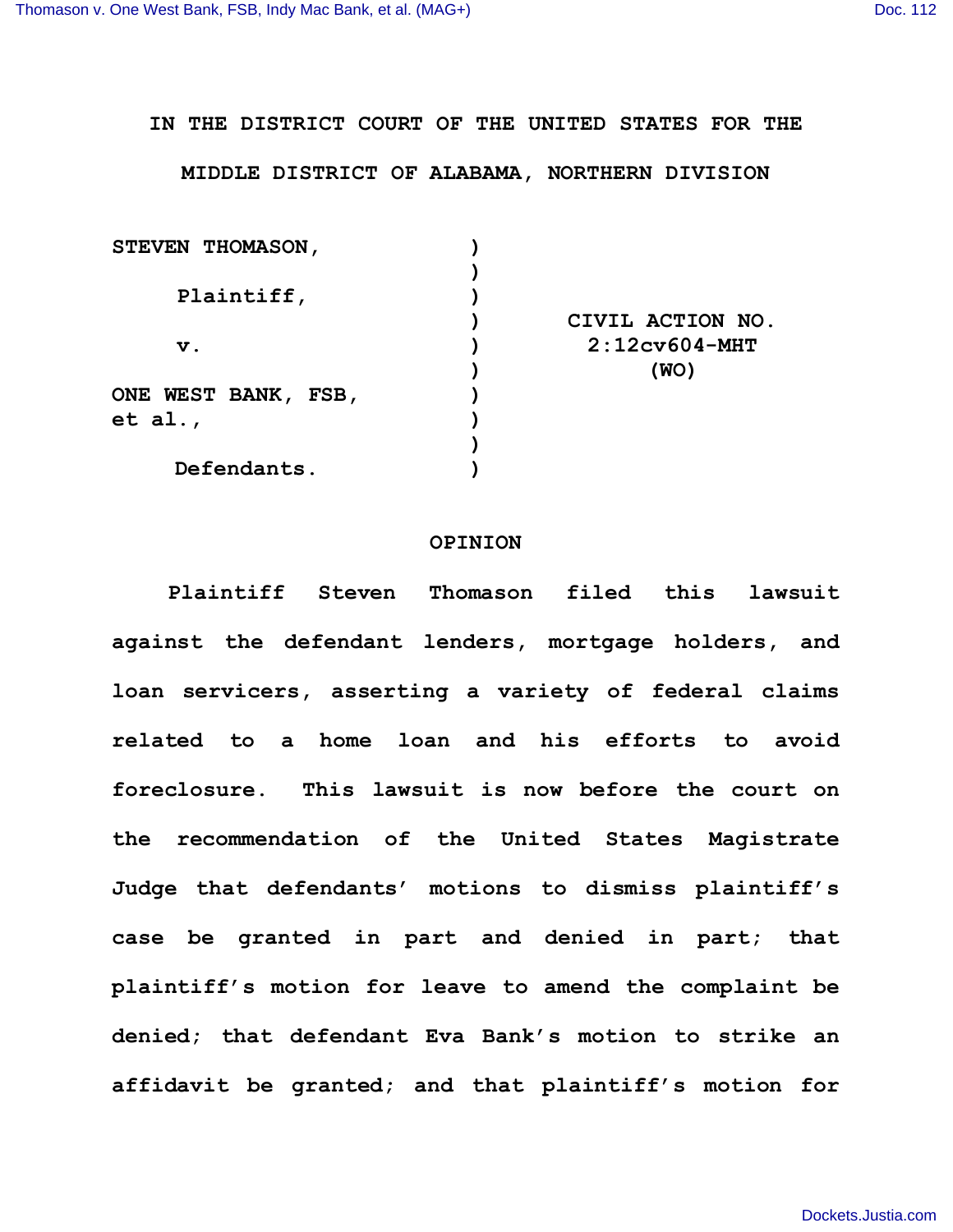IN THE DISTRICT COURT OF THE UNITED STATES FOR THE

MIDDLE DISTRICT OF ALABAMA, NORTHERN DIVISION

| | | |
|---|---|---|
| STEVEN THOMASON, | ) | |
| | ) | |
| Plaintiff, | ) | |
| | ) | CIVIL ACTION NO. |
| v. | ) | 2:12cv604-MHT |
| | ) | (WO) |
| ONE WEST BANK, FSB, | ) | |
| et al., | ) | |
| | ) | |
| Defendants. | ) | |

## OPINION

Plaintiff Steven Thomason filed this lawsuit against the defendant lenders, mortgage holders, and loan servicers, asserting a variety of federal claims related to a home loan and his efforts to avoid foreclosure. This lawsuit is now before the court on the recommendation of the United States Magistrate Judge that defendants' motions to dismiss plaintiff's case be granted in part and denied in part; that plaintiff's motion for leave to amend the complaint be denied; that defendant Eva Bank's motion to strike an affidavit be granted; and that plaintiff's motion for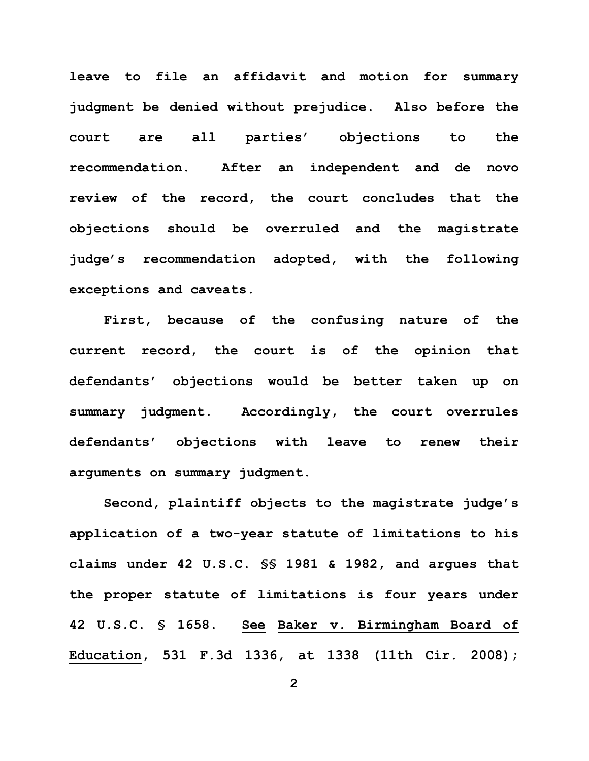**leave to file an affidavit and motion for summary judgment be denied without prejudice. Also before the court are all parties' objections to the recommendation. After an independent and de novo review of the record, the court concludes that the objections should be overruled and the magistrate judge's recommendation adopted, with the following exceptions and caveats.**

**First, because of the confusing nature of the current record, the court is of the opinion that defendants' objections would be better taken up on summary judgment. Accordingly, the court overrules defendants' objections with leave to renew their arguments on summary judgment.**

**Second, plaintiff objects to the magistrate judge's application of a two-year statute of limitations to his claims under 42 U.S.C. §§ 1981 & 1982, and argues that the proper statute of limitations is four years under 42 U.S.C. § 1658. <u>See</u> <u>Baker v. Birmingham Board of Education</u>, 531 F.3d 1336, at 1338 (11th Cir. 2008);**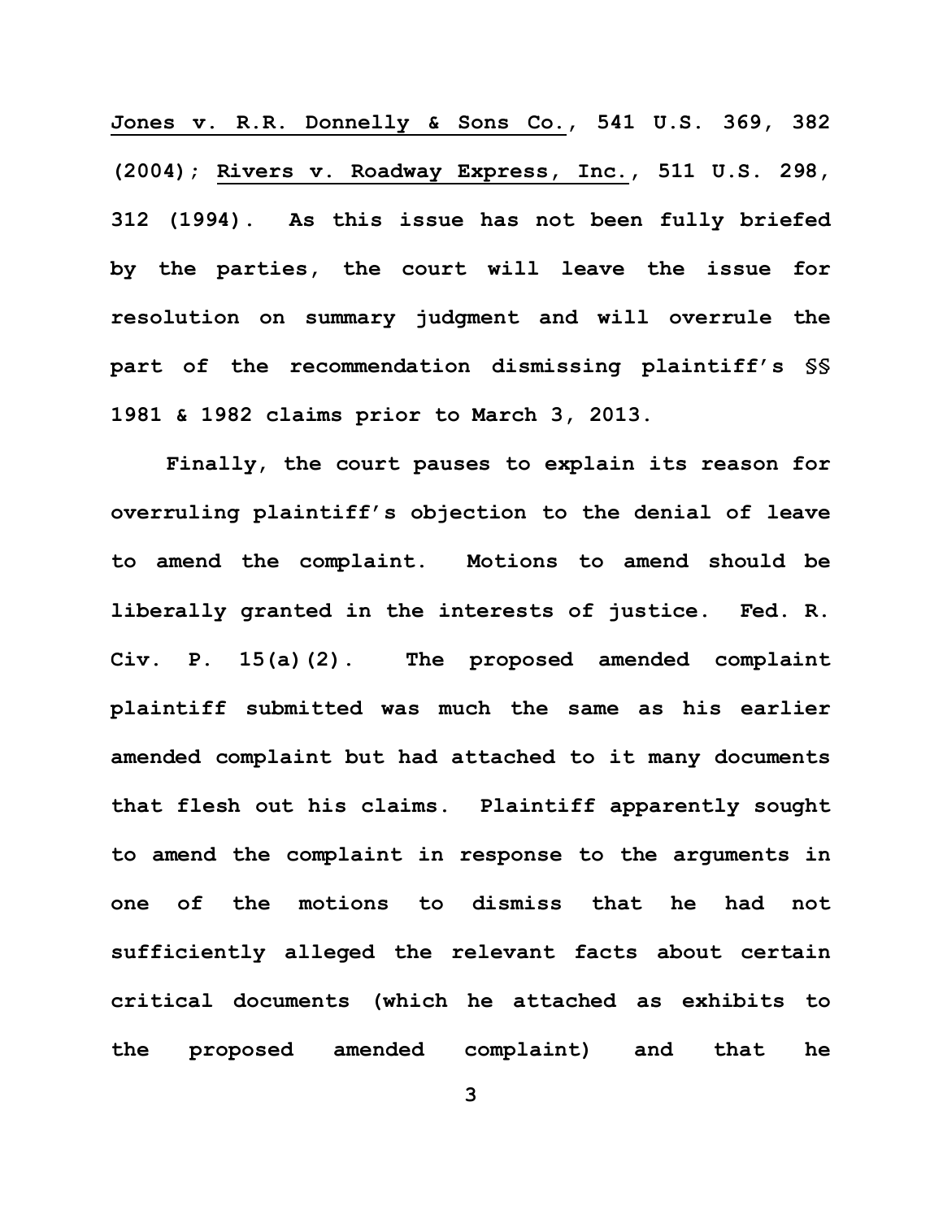Jones v. R.R. Donnelly & Sons Co., 541 U.S. 369, 382 (2004); Rivers v. Roadway Express, Inc., 511 U.S. 298, 312 (1994). As this issue has not been fully briefed by the parties, the court will leave the issue for resolution on summary judgment and will overrule the part of the recommendation dismissing plaintiff's §§ 1981 & 1982 claims prior to March 3, 2013.

Finally, the court pauses to explain its reason for overruling plaintiff's objection to the denial of leave to amend the complaint. Motions to amend should be liberally granted in the interests of justice. Fed. R. Civ. P. 15(a)(2). The proposed amended complaint plaintiff submitted was much the same as his earlier amended complaint but had attached to it many documents that flesh out his claims. Plaintiff apparently sought to amend the complaint in response to the arguments in one of the motions to dismiss that he had not sufficiently alleged the relevant facts about certain critical documents (which he attached as exhibits to the proposed amended complaint) and that he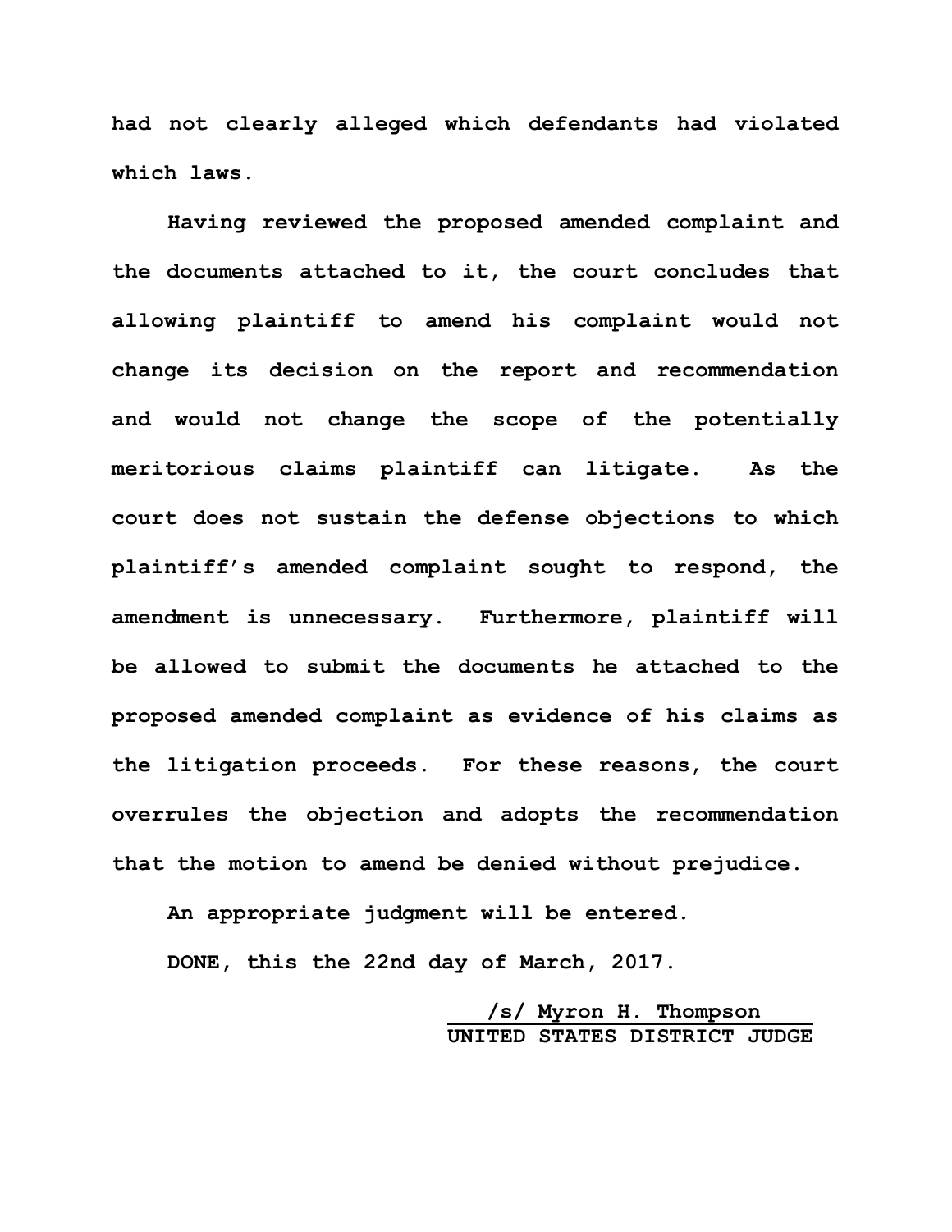had not clearly alleged which defendants had violated which laws.

Having reviewed the proposed amended complaint and the documents attached to it, the court concludes that allowing plaintiff to amend his complaint would not change its decision on the report and recommendation and would not change the scope of the potentially meritorious claims plaintiff can litigate. As the court does not sustain the defense objections to which plaintiff's amended complaint sought to respond, the amendment is unnecessary. Furthermore, plaintiff will be allowed to submit the documents he attached to the proposed amended complaint as evidence of his claims as the litigation proceeds. For these reasons, the court overrules the objection and adopts the recommendation that the motion to amend be denied without prejudice.

An appropriate judgment will be entered.

DONE, this the 22nd day of March, 2017.

/s/ Myron H. Thompson
UNITED STATES DISTRICT JUDGE